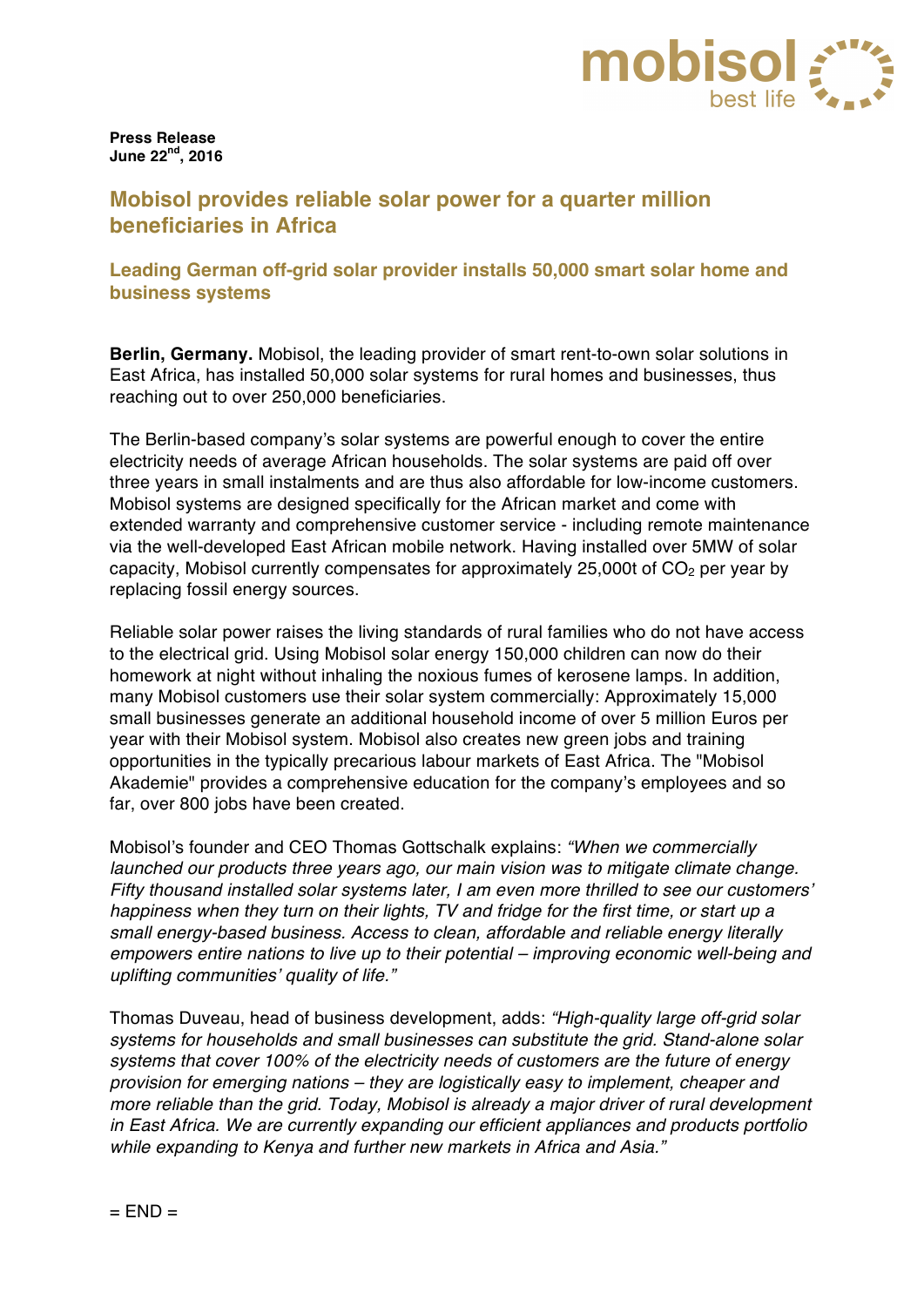**Press Release**
**June 22nd, 2016**

# Mobisol provides reliable solar power for a quarter million beneficiaries in Africa

## Leading German off-grid solar provider installs 50,000 smart solar home and business systems

**Berlin, Germany.** Mobisol, the leading provider of smart rent-to-own solar solutions in East Africa, has installed 50,000 solar systems for rural homes and businesses, thus reaching out to over 250,000 beneficiaries.

The Berlin-based company's solar systems are powerful enough to cover the entire electricity needs of average African households. The solar systems are paid off over three years in small instalments and are thus also affordable for low-income customers. Mobisol systems are designed specifically for the African market and come with extended warranty and comprehensive customer service - including remote maintenance via the well-developed East African mobile network. Having installed over 5MW of solar capacity, Mobisol currently compensates for approximately 25,000t of $CO_2$ per year by replacing fossil energy sources.

Reliable solar power raises the living standards of rural families who do not have access to the electrical grid. Using Mobisol solar energy 150,000 children can now do their homework at night without inhaling the noxious fumes of kerosene lamps. In addition, many Mobisol customers use their solar system commercially: Approximately 15,000 small businesses generate an additional household income of over 5 million Euros per year with their Mobisol system. Mobisol also creates new green jobs and training opportunities in the typically precarious labour markets of East Africa. The "Mobisol Akademie" provides a comprehensive education for the company's employees and so far, over 800 jobs have been created.

Mobisol's founder and CEO Thomas Gottschalk explains: *"When we commercially launched our products three years ago, our main vision was to mitigate climate change. Fifty thousand installed solar systems later, I am even more thrilled to see our customers' happiness when they turn on their lights, TV and fridge for the first time, or start up a small energy-based business. Access to clean, affordable and reliable energy literally empowers entire nations to live up to their potential – improving economic well-being and uplifting communities' quality of life."*

Thomas Duveau, head of business development, adds: *"High-quality large off-grid solar systems for households and small businesses can substitute the grid. Stand-alone solar systems that cover 100% of the electricity needs of customers are the future of energy provision for emerging nations – they are logistically easy to implement, cheaper and more reliable than the grid. Today, Mobisol is already a major driver of rural development in East Africa. We are currently expanding our efficient appliances and products portfolio while expanding to Kenya and further new markets in Africa and Asia."*

= END =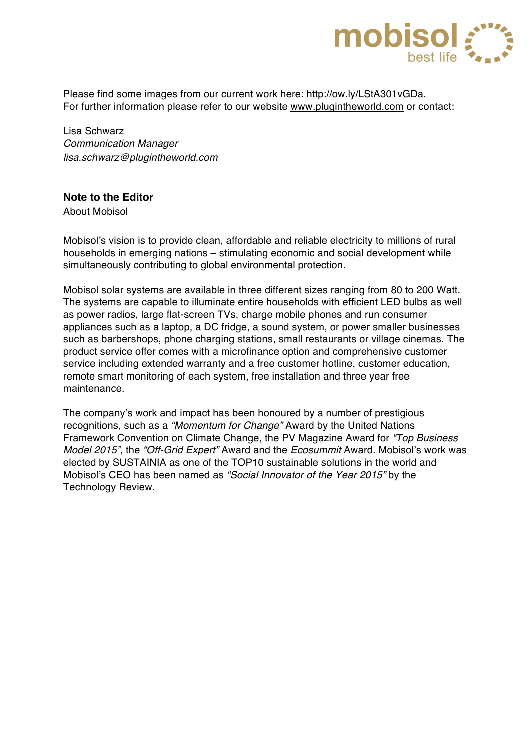Please find some images from our current work here: http://ow.ly/LStA301vGDa.
For further information please refer to our website www.plugintheworld.com or contact:

Lisa Schwarz
*Communication Manager*
*lisa.schwarz@plugintheworld.com*

**Note to the Editor**
About Mobisol

Mobisol's vision is to provide clean, affordable and reliable electricity to millions of rural households in emerging nations – stimulating economic and social development while simultaneously contributing to global environmental protection.

Mobisol solar systems are available in three different sizes ranging from 80 to 200 Watt. The systems are capable to illuminate entire households with efficient LED bulbs as well as power radios, large flat-screen TVs, charge mobile phones and run consumer appliances such as a laptop, a DC fridge, a sound system, or power smaller businesses such as barbershops, phone charging stations, small restaurants or village cinemas. The product service offer comes with a microfinance option and comprehensive customer service including extended warranty and a free customer hotline, customer education, remote smart monitoring of each system, free installation and three year free maintenance.

The company's work and impact has been honoured by a number of prestigious recognitions, such as a *"Momentum for Change"* Award by the United Nations Framework Convention on Climate Change, the PV Magazine Award for *"Top Business Model 2015"*, the *"Off-Grid Expert"* Award and the *Ecosummit* Award. Mobisol's work was elected by SUSTAINIA as one of the TOP10 sustainable solutions in the world and Mobisol's CEO has been named as *"Social Innovator of the Year 2015"* by the Technology Review.